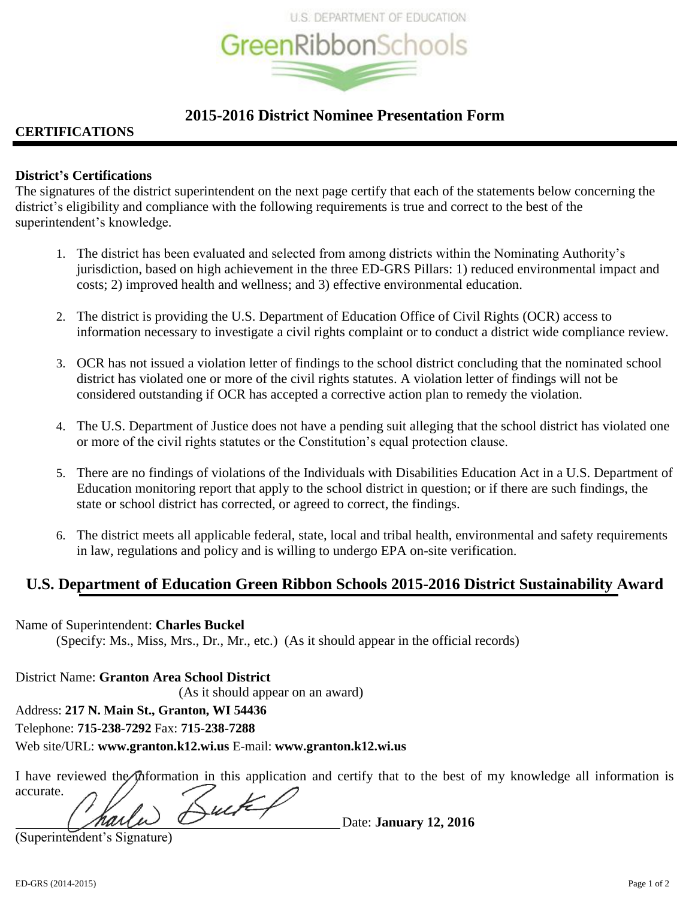U.S. DEPARTMENT OF EDUCATION

GreenRibbonSchools

# 2015-2016 District Nominee Presentation Form

**CERTIFICATIONS**

**District's Certifications**

The signatures of the district superintendent on the next page certify that each of the statements below concerning the district's eligibility and compliance with the following requirements is true and correct to the best of the superintendent's knowledge.

1. The district has been evaluated and selected from among districts within the Nominating Authority's jurisdiction, based on high achievement in the three ED-GRS Pillars: 1) reduced environmental impact and costs; 2) improved health and wellness; and 3) effective environmental education.
2. The district is providing the U.S. Department of Education Office of Civil Rights (OCR) access to information necessary to investigate a civil rights complaint or to conduct a district wide compliance review.
3. OCR has not issued a violation letter of findings to the school district concluding that the nominated school district has violated one or more of the civil rights statutes. A violation letter of findings will not be considered outstanding if OCR has accepted a corrective action plan to remedy the violation.
4. The U.S. Department of Justice does not have a pending suit alleging that the school district has violated one or more of the civil rights statutes or the Constitution's equal protection clause.
5. There are no findings of violations of the Individuals with Disabilities Education Act in a U.S. Department of Education monitoring report that apply to the school district in question; or if there are such findings, the state or school district has corrected, or agreed to correct, the findings.
6. The district meets all applicable federal, state, local and tribal health, environmental and safety requirements in law, regulations and policy and is willing to undergo EPA on-site verification.

## U.S. Department of Education Green Ribbon Schools 2015-2016 District Sustainability Award

Name of Superintendent: **Charles Buckel**
(Specify: Ms., Miss, Mrs., Dr., Mr., etc.) (As it should appear in the official records)

District Name: **Granton Area School District**
(As it should appear on an award)

Address: **217 N. Main St., Granton, WI 54436**

Telephone: **715-238-7292** Fax: **715-238-7288**

Web site/URL: **www.granton.k12.wi.us** E-mail: **www.granton.k12.wi.us**

I have reviewed the information in this application and certify that to the best of my knowledge all information is accurate.

Charles Buckel Date: **January 12, 2016**

(Superintendent's Signature)

ED-GRS (2014-2015)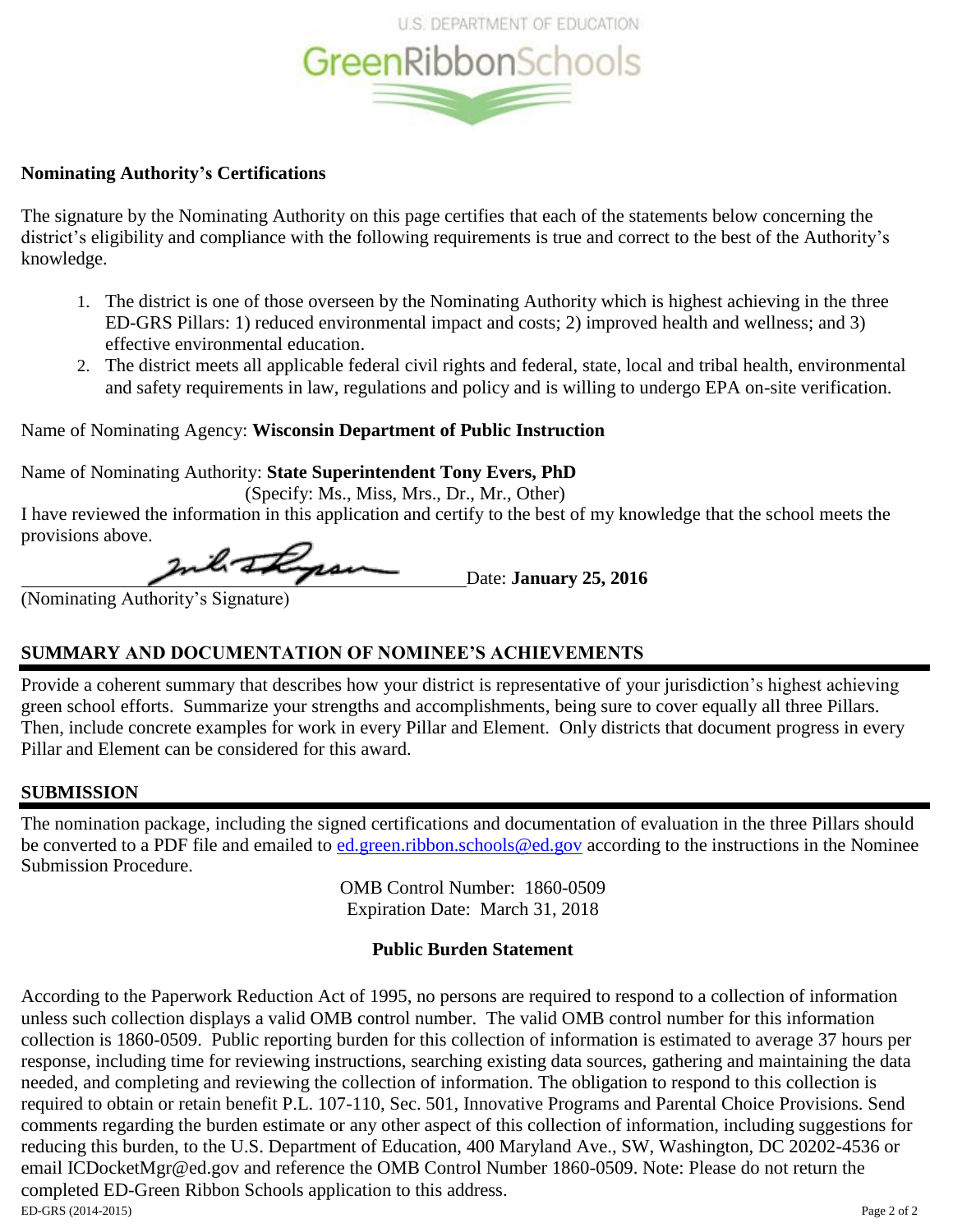U.S. DEPARTMENT OF EDUCATION

GreenRibbonSchools

**Nominating Authority's Certifications**

The signature by the Nominating Authority on this page certifies that each of the statements below concerning the district's eligibility and compliance with the following requirements is true and correct to the best of the Authority's knowledge.

1. The district is one of those overseen by the Nominating Authority which is highest achieving in the three ED-GRS Pillars: 1) reduced environmental impact and costs; 2) improved health and wellness; and 3) effective environmental education.
2. The district meets all applicable federal civil rights and federal, state, local and tribal health, environmental and safety requirements in law, regulations and policy and is willing to undergo EPA on-site verification.

Name of Nominating Agency: **Wisconsin Department of Public Instruction**

Name of Nominating Authority: **State Superintendent Tony Evers, PhD**
(Specify: Ms., Miss, Mrs., Dr., Mr., Other)

I have reviewed the information in this application and certify to the best of my knowledge that the school meets the provisions above.

_______________________________________ Date: **January 25, 2016**
(Nominating Authority's Signature)

## SUMMARY AND DOCUMENTATION OF NOMINEE'S ACHIEVEMENTS

Provide a coherent summary that describes how your district is representative of your jurisdiction's highest achieving green school efforts. Summarize your strengths and accomplishments, being sure to cover equally all three Pillars. Then, include concrete examples for work in every Pillar and Element. Only districts that document progress in every Pillar and Element can be considered for this award.

## SUBMISSION

The nomination package, including the signed certifications and documentation of evaluation in the three Pillars should be converted to a PDF file and emailed to ed.green.ribbon.schools@ed.gov according to the instructions in the Nominee Submission Procedure.

OMB Control Number: 1860-0509
Expiration Date: March 31, 2018

**Public Burden Statement**

According to the Paperwork Reduction Act of 1995, no persons are required to respond to a collection of information unless such collection displays a valid OMB control number. The valid OMB control number for this information collection is 1860-0509. Public reporting burden for this collection of information is estimated to average 37 hours per response, including time for reviewing instructions, searching existing data sources, gathering and maintaining the data needed, and completing and reviewing the collection of information. The obligation to respond to this collection is required to obtain or retain benefit P.L. 107-110, Sec. 501, Innovative Programs and Parental Choice Provisions. Send comments regarding the burden estimate or any other aspect of this collection of information, including suggestions for reducing this burden, to the U.S. Department of Education, 400 Maryland Ave., SW, Washington, DC 20202-4536 or email ICDocketMgr@ed.gov and reference the OMB Control Number 1860-0509. Note: Please do not return the completed ED-Green Ribbon Schools application to this address.

ED-GRS (2014-2015)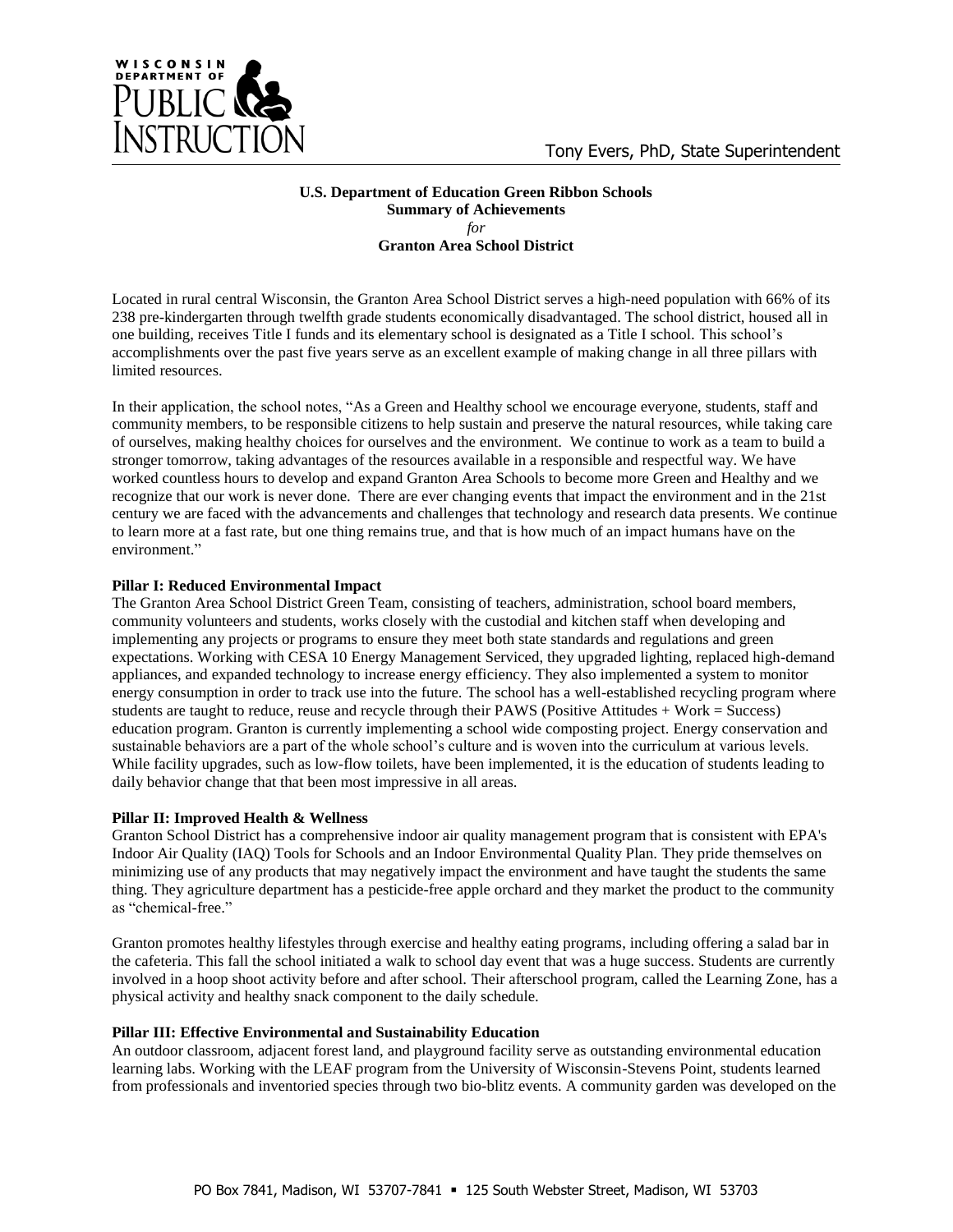**U.S. Department of Education Green Ribbon Schools**
**Summary of Achievements**
*for*
**Granton Area School District**

Located in rural central Wisconsin, the Granton Area School District serves a high-need population with 66% of its 238 pre-kindergarten through twelfth grade students economically disadvantaged. The school district, housed all in one building, receives Title I funds and its elementary school is designated as a Title I school. This school's accomplishments over the past five years serve as an excellent example of making change in all three pillars with limited resources.

In their application, the school notes, "As a Green and Healthy school we encourage everyone, students, staff and community members, to be responsible citizens to help sustain and preserve the natural resources, while taking care of ourselves, making healthy choices for ourselves and the environment. We continue to work as a team to build a stronger tomorrow, taking advantages of the resources available in a responsible and respectful way. We have worked countless hours to develop and expand Granton Area Schools to become more Green and Healthy and we recognize that our work is never done. There are ever changing events that impact the environment and in the 21st century we are faced with the advancements and challenges that technology and research data presents. We continue to learn more at a fast rate, but one thing remains true, and that is how much of an impact humans have on the environment."

**Pillar I: Reduced Environmental Impact**

The Granton Area School District Green Team, consisting of teachers, administration, school board members, community volunteers and students, works closely with the custodial and kitchen staff when developing and implementing any projects or programs to ensure they meet both state standards and regulations and green expectations. Working with CESA 10 Energy Management Serviced, they upgraded lighting, replaced high-demand appliances, and expanded technology to increase energy efficiency. They also implemented a system to monitor energy consumption in order to track use into the future. The school has a well-established recycling program where students are taught to reduce, reuse and recycle through their PAWS (Positive Attitudes + Work = Success) education program. Granton is currently implementing a school wide composting project. Energy conservation and sustainable behaviors are a part of the whole school's culture and is woven into the curriculum at various levels. While facility upgrades, such as low-flow toilets, have been implemented, it is the education of students leading to daily behavior change that that been most impressive in all areas.

**Pillar II: Improved Health & Wellness**

Granton School District has a comprehensive indoor air quality management program that is consistent with EPA's Indoor Air Quality (IAQ) Tools for Schools and an Indoor Environmental Quality Plan. They pride themselves on minimizing use of any products that may negatively impact the environment and have taught the students the same thing. They agriculture department has a pesticide-free apple orchard and they market the product to the community as "chemical-free."

Granton promotes healthy lifestyles through exercise and healthy eating programs, including offering a salad bar in the cafeteria. This fall the school initiated a walk to school day event that was a huge success. Students are currently involved in a hoop shoot activity before and after school. Their afterschool program, called the Learning Zone, has a physical activity and healthy snack component to the daily schedule.

**Pillar III: Effective Environmental and Sustainability Education**

An outdoor classroom, adjacent forest land, and playground facility serve as outstanding environmental education learning labs. Working with the LEAF program from the University of Wisconsin-Stevens Point, students learned from professionals and inventoried species through two bio-blitz events. A community garden was developed on the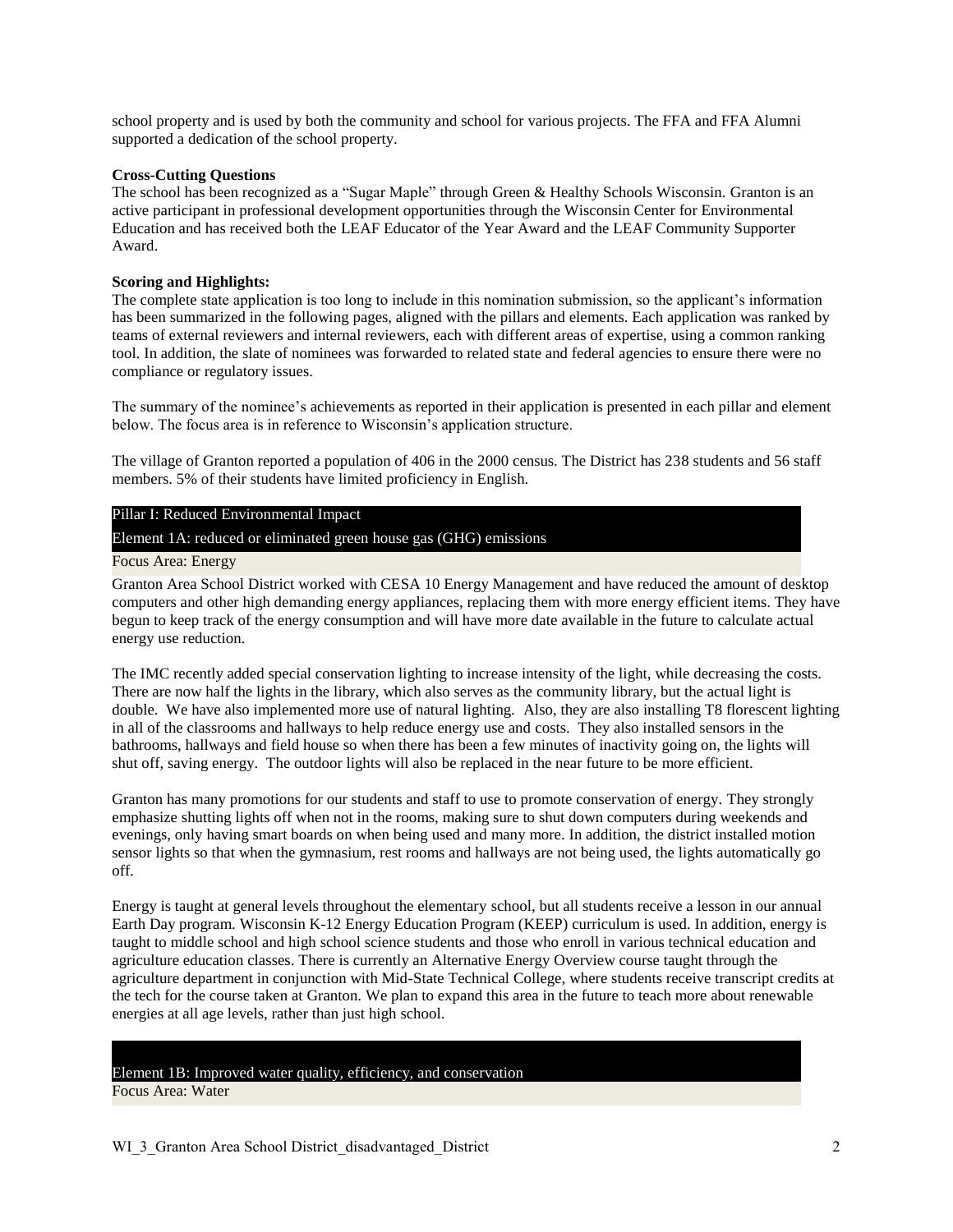school property and is used by both the community and school for various projects. The FFA and FFA Alumni supported a dedication of the school property.

**Cross-Cutting Questions**

The school has been recognized as a "Sugar Maple" through Green & Healthy Schools Wisconsin. Granton is an active participant in professional development opportunities through the Wisconsin Center for Environmental Education and has received both the LEAF Educator of the Year Award and the LEAF Community Supporter Award.

**Scoring and Highlights:**

The complete state application is too long to include in this nomination submission, so the applicant's information has been summarized in the following pages, aligned with the pillars and elements. Each application was ranked by teams of external reviewers and internal reviewers, each with different areas of expertise, using a common ranking tool. In addition, the slate of nominees was forwarded to related state and federal agencies to ensure there were no compliance or regulatory issues.

The summary of the nominee's achievements as reported in their application is presented in each pillar and element below. The focus area is in reference to Wisconsin's application structure.

The village of Granton reported a population of 406 in the 2000 census. The District has 238 students and 56 staff members. 5% of their students have limited proficiency in English.

## Pillar I: Reduced Environmental Impact

### Element 1A: reduced or eliminated green house gas (GHG) emissions

Focus Area: Energy

Granton Area School District worked with CESA 10 Energy Management and have reduced the amount of desktop computers and other high demanding energy appliances, replacing them with more energy efficient items. They have begun to keep track of the energy consumption and will have more date available in the future to calculate actual energy use reduction.

The IMC recently added special conservation lighting to increase intensity of the light, while decreasing the costs. There are now half the lights in the library, which also serves as the community library, but the actual light is double. We have also implemented more use of natural lighting. Also, they are also installing T8 florescent lighting in all of the classrooms and hallways to help reduce energy use and costs. They also installed sensors in the bathrooms, hallways and field house so when there has been a few minutes of inactivity going on, the lights will shut off, saving energy. The outdoor lights will also be replaced in the near future to be more efficient.

Granton has many promotions for our students and staff to use to promote conservation of energy. They strongly emphasize shutting lights off when not in the rooms, making sure to shut down computers during weekends and evenings, only having smart boards on when being used and many more. In addition, the district installed motion sensor lights so that when the gymnasium, rest rooms and hallways are not being used, the lights automatically go off.

Energy is taught at general levels throughout the elementary school, but all students receive a lesson in our annual Earth Day program. Wisconsin K-12 Energy Education Program (KEEP) curriculum is used. In addition, energy is taught to middle school and high school science students and those who enroll in various technical education and agriculture education classes. There is currently an Alternative Energy Overview course taught through the agriculture department in conjunction with Mid-State Technical College, where students receive transcript credits at the tech for the course taken at Granton. We plan to expand this area in the future to teach more about renewable energies at all age levels, rather than just high school.

### Element 1B: Improved water quality, efficiency, and conservation

Focus Area: Water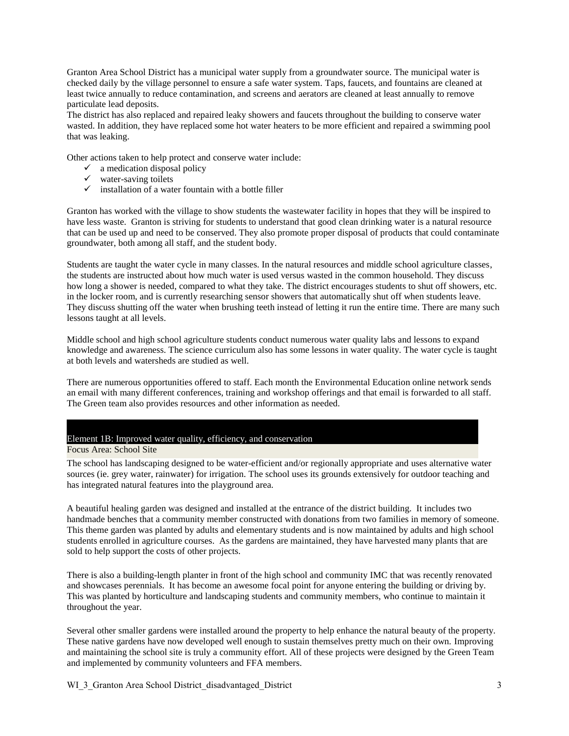Granton Area School District has a municipal water supply from a groundwater source. The municipal water is checked daily by the village personnel to ensure a safe water system. Taps, faucets, and fountains are cleaned at least twice annually to reduce contamination, and screens and aerators are cleaned at least annually to remove particulate lead deposits.
The district has also replaced and repaired leaky showers and faucets throughout the building to conserve water wasted. In addition, they have replaced some hot water heaters to be more efficient and repaired a swimming pool that was leaking.

Other actions taken to help protect and conserve water include:

- ✓ a medication disposal policy
- ✓ water-saving toilets
- ✓ installation of a water fountain with a bottle filler

Granton has worked with the village to show students the wastewater facility in hopes that they will be inspired to have less waste. Granton is striving for students to understand that good clean drinking water is a natural resource that can be used up and need to be conserved. They also promote proper disposal of products that could contaminate groundwater, both among all staff, and the student body.

Students are taught the water cycle in many classes. In the natural resources and middle school agriculture classes, the students are instructed about how much water is used versus wasted in the common household. They discuss how long a shower is needed, compared to what they take. The district encourages students to shut off showers, etc. in the locker room, and is currently researching sensor showers that automatically shut off when students leave. They discuss shutting off the water when brushing teeth instead of letting it run the entire time. There are many such lessons taught at all levels.

Middle school and high school agriculture students conduct numerous water quality labs and lessons to expand knowledge and awareness. The science curriculum also has some lessons in water quality. The water cycle is taught at both levels and watersheds are studied as well.

There are numerous opportunities offered to staff. Each month the Environmental Education online network sends an email with many different conferences, training and workshop offerings and that email is forwarded to all staff. The Green team also provides resources and other information as needed.

## Element 1B: Improved water quality, efficiency, and conservation

### Focus Area: School Site

The school has landscaping designed to be water-efficient and/or regionally appropriate and uses alternative water sources (ie. grey water, rainwater) for irrigation. The school uses its grounds extensively for outdoor teaching and has integrated natural features into the playground area.

A beautiful healing garden was designed and installed at the entrance of the district building. It includes two handmade benches that a community member constructed with donations from two families in memory of someone. This theme garden was planted by adults and elementary students and is now maintained by adults and high school students enrolled in agriculture courses. As the gardens are maintained, they have harvested many plants that are sold to help support the costs of other projects.

There is also a building-length planter in front of the high school and community IMC that was recently renovated and showcases perennials. It has become an awesome focal point for anyone entering the building or driving by. This was planted by horticulture and landscaping students and community members, who continue to maintain it throughout the year.

Several other smaller gardens were installed around the property to help enhance the natural beauty of the property. These native gardens have now developed well enough to sustain themselves pretty much on their own. Improving and maintaining the school site is truly a community effort. All of these projects were designed by the Green Team and implemented by community volunteers and FFA members.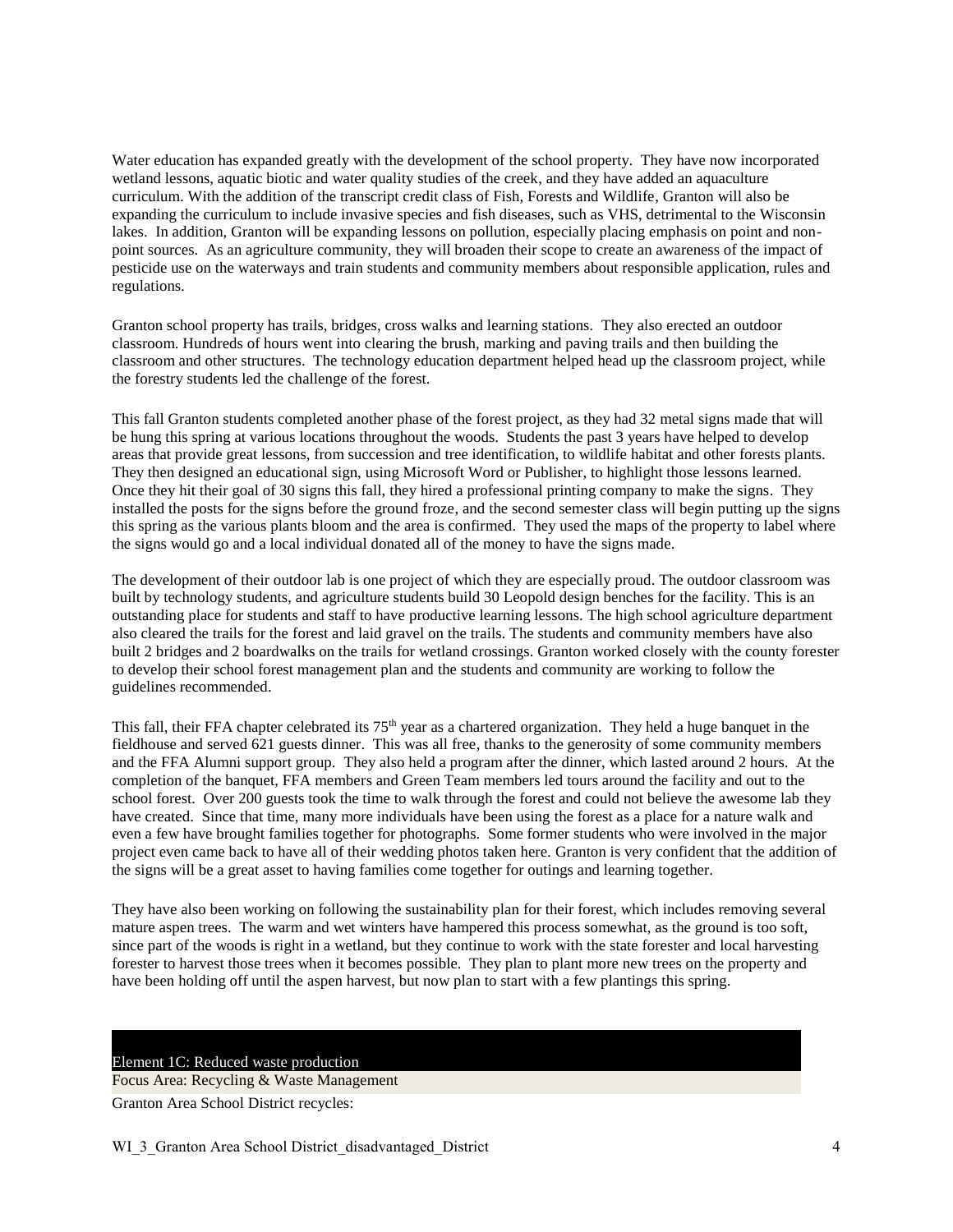Water education has expanded greatly with the development of the school property. They have now incorporated wetland lessons, aquatic biotic and water quality studies of the creek, and they have added an aquaculture curriculum. With the addition of the transcript credit class of Fish, Forests and Wildlife, Granton will also be expanding the curriculum to include invasive species and fish diseases, such as VHS, detrimental to the Wisconsin lakes. In addition, Granton will be expanding lessons on pollution, especially placing emphasis on point and non-point sources. As an agriculture community, they will broaden their scope to create an awareness of the impact of pesticide use on the waterways and train students and community members about responsible application, rules and regulations.

Granton school property has trails, bridges, cross walks and learning stations. They also erected an outdoor classroom. Hundreds of hours went into clearing the brush, marking and paving trails and then building the classroom and other structures. The technology education department helped head up the classroom project, while the forestry students led the challenge of the forest.

This fall Granton students completed another phase of the forest project, as they had 32 metal signs made that will be hung this spring at various locations throughout the woods. Students the past 3 years have helped to develop areas that provide great lessons, from succession and tree identification, to wildlife habitat and other forests plants. They then designed an educational sign, using Microsoft Word or Publisher, to highlight those lessons learned. Once they hit their goal of 30 signs this fall, they hired a professional printing company to make the signs. They installed the posts for the signs before the ground froze, and the second semester class will begin putting up the signs this spring as the various plants bloom and the area is confirmed. They used the maps of the property to label where the signs would go and a local individual donated all of the money to have the signs made.

The development of their outdoor lab is one project of which they are especially proud. The outdoor classroom was built by technology students, and agriculture students build 30 Leopold design benches for the facility. This is an outstanding place for students and staff to have productive learning lessons. The high school agriculture department also cleared the trails for the forest and laid gravel on the trails. The students and community members have also built 2 bridges and 2 boardwalks on the trails for wetland crossings. Granton worked closely with the county forester to develop their school forest management plan and the students and community are working to follow the guidelines recommended.

This fall, their FFA chapter celebrated its 75th year as a chartered organization. They held a huge banquet in the fieldhouse and served 621 guests dinner. This was all free, thanks to the generosity of some community members and the FFA Alumni support group. They also held a program after the dinner, which lasted around 2 hours. At the completion of the banquet, FFA members and Green Team members led tours around the facility and out to the school forest. Over 200 guests took the time to walk through the forest and could not believe the awesome lab they have created. Since that time, many more individuals have been using the forest as a place for a nature walk and even a few have brought families together for photographs. Some former students who were involved in the major project even came back to have all of their wedding photos taken here. Granton is very confident that the addition of the signs will be a great asset to having families come together for outings and learning together.

They have also been working on following the sustainability plan for their forest, which includes removing several mature aspen trees. The warm and wet winters have hampered this process somewhat, as the ground is too soft, since part of the woods is right in a wetland, but they continue to work with the state forester and local harvesting forester to harvest those trees when it becomes possible. They plan to plant more new trees on the property and have been holding off until the aspen harvest, but now plan to start with a few plantings this spring.

## Element 1C: Reduced waste production

### Focus Area: Recycling & Waste Management

Granton Area School District recycles: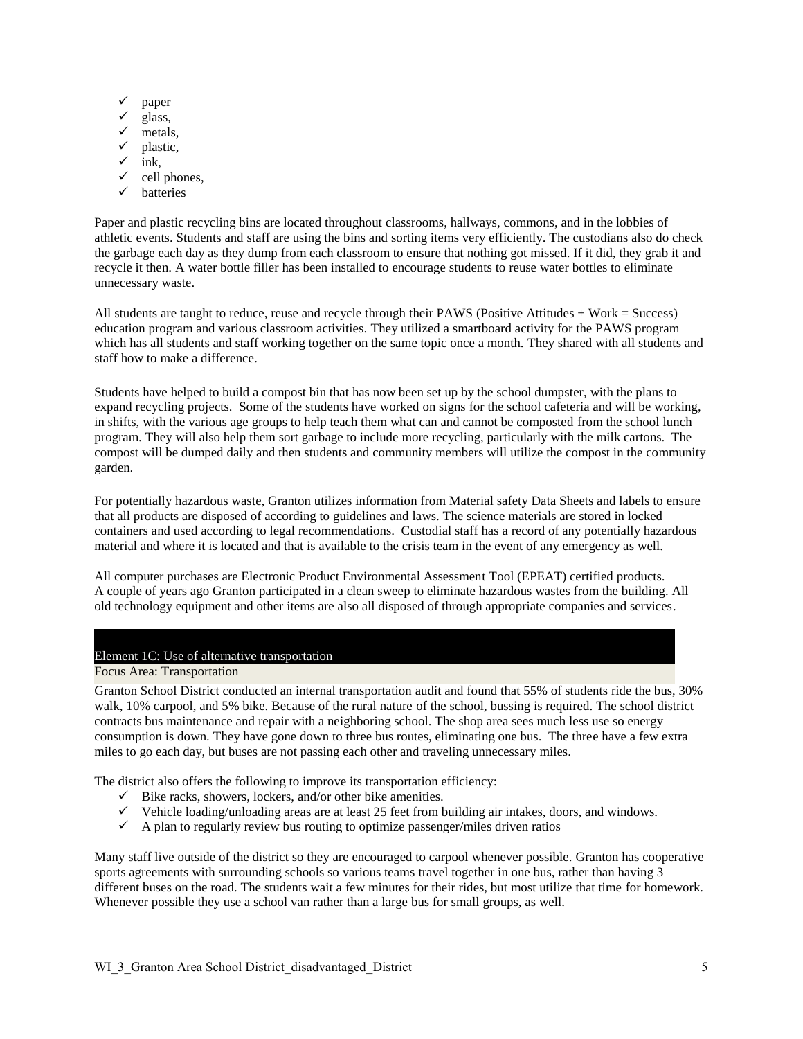- ✓ paper
- ✓ glass,
- ✓ metals,
- ✓ plastic,
- ✓ ink,
- ✓ cell phones,
- ✓ batteries

Paper and plastic recycling bins are located throughout classrooms, hallways, commons, and in the lobbies of athletic events. Students and staff are using the bins and sorting items very efficiently. The custodians also do check the garbage each day as they dump from each classroom to ensure that nothing got missed. If it did, they grab it and recycle it then. A water bottle filler has been installed to encourage students to reuse water bottles to eliminate unnecessary waste.

All students are taught to reduce, reuse and recycle through their PAWS (Positive Attitudes + Work = Success) education program and various classroom activities. They utilized a smartboard activity for the PAWS program which has all students and staff working together on the same topic once a month. They shared with all students and staff how to make a difference.

Students have helped to build a compost bin that has now been set up by the school dumpster, with the plans to expand recycling projects. Some of the students have worked on signs for the school cafeteria and will be working, in shifts, with the various age groups to help teach them what can and cannot be composted from the school lunch program. They will also help them sort garbage to include more recycling, particularly with the milk cartons. The compost will be dumped daily and then students and community members will utilize the compost in the community garden.

For potentially hazardous waste, Granton utilizes information from Material safety Data Sheets and labels to ensure that all products are disposed of according to guidelines and laws. The science materials are stored in locked containers and used according to legal recommendations. Custodial staff has a record of any potentially hazardous material and where it is located and that is available to the crisis team in the event of any emergency as well.

All computer purchases are Electronic Product Environmental Assessment Tool (EPEAT) certified products. A couple of years ago Granton participated in a clean sweep to eliminate hazardous wastes from the building. All old technology equipment and other items are also all disposed of through appropriate companies and services.

## Element 1C: Use of alternative transportation

Focus Area: Transportation

Granton School District conducted an internal transportation audit and found that 55% of students ride the bus, 30% walk, 10% carpool, and 5% bike. Because of the rural nature of the school, bussing is required. The school district contracts bus maintenance and repair with a neighboring school. The shop area sees much less use so energy consumption is down. They have gone down to three bus routes, eliminating one bus. The three have a few extra miles to go each day, but buses are not passing each other and traveling unnecessary miles.

The district also offers the following to improve its transportation efficiency:

- ✓ Bike racks, showers, lockers, and/or other bike amenities.
- ✓ Vehicle loading/unloading areas are at least 25 feet from building air intakes, doors, and windows.
- ✓ A plan to regularly review bus routing to optimize passenger/miles driven ratios

Many staff live outside of the district so they are encouraged to carpool whenever possible. Granton has cooperative sports agreements with surrounding schools so various teams travel together in one bus, rather than having 3 different buses on the road. The students wait a few minutes for their rides, but most utilize that time for homework. Whenever possible they use a school van rather than a large bus for small groups, as well.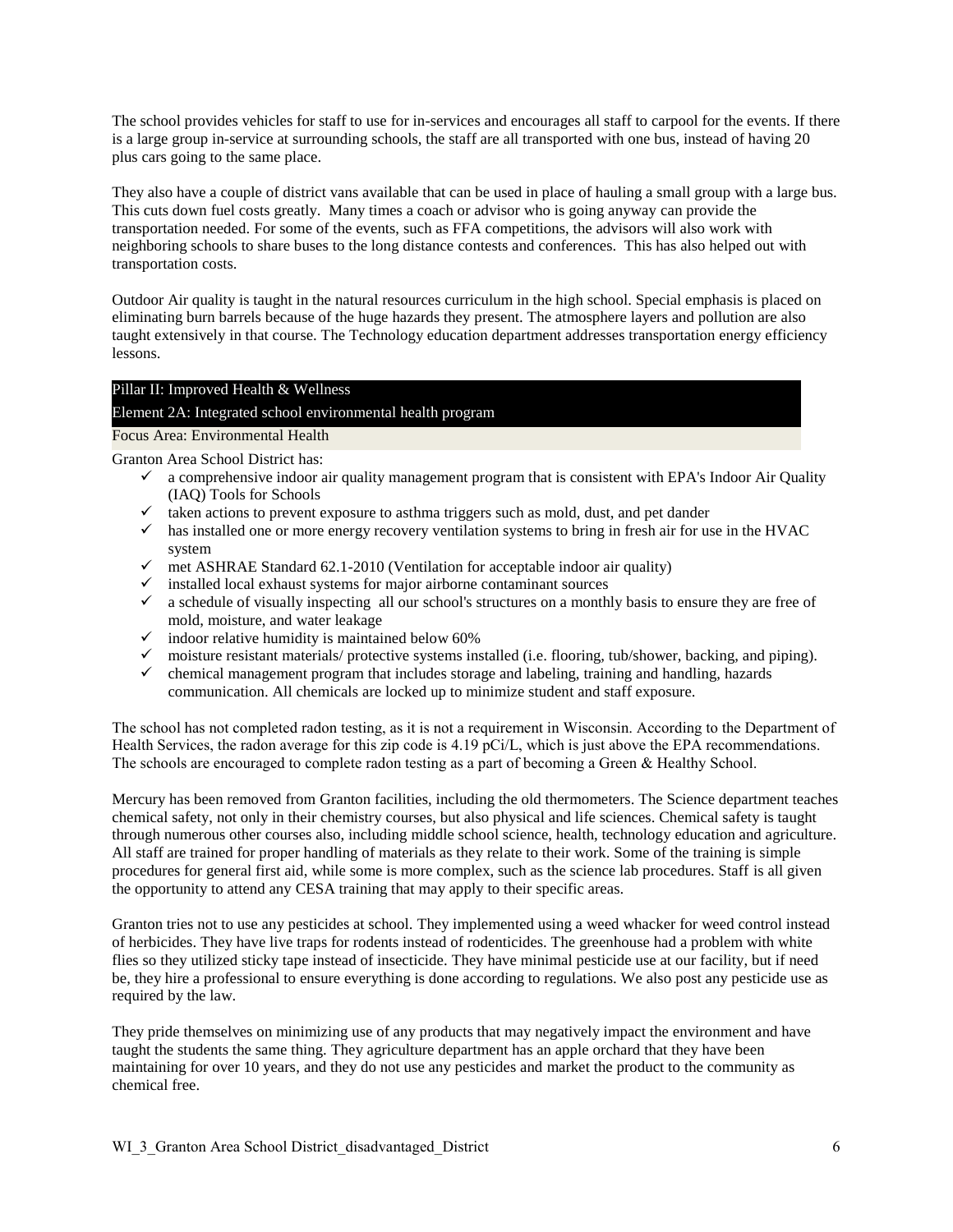The school provides vehicles for staff to use for in-services and encourages all staff to carpool for the events. If there is a large group in-service at surrounding schools, the staff are all transported with one bus, instead of having 20 plus cars going to the same place.

They also have a couple of district vans available that can be used in place of hauling a small group with a large bus. This cuts down fuel costs greatly. Many times a coach or advisor who is going anyway can provide the transportation needed. For some of the events, such as FFA competitions, the advisors will also work with neighboring schools to share buses to the long distance contests and conferences. This has also helped out with transportation costs.

Outdoor Air quality is taught in the natural resources curriculum in the high school. Special emphasis is placed on eliminating burn barrels because of the huge hazards they present. The atmosphere layers and pollution are also taught extensively in that course. The Technology education department addresses transportation energy efficiency lessons.

## Pillar II: Improved Health & Wellness

### Element 2A: Integrated school environmental health program

#### Focus Area: Environmental Health

Granton Area School District has:

- ✓ a comprehensive indoor air quality management program that is consistent with EPA's Indoor Air Quality (IAQ) Tools for Schools
- ✓ taken actions to prevent exposure to asthma triggers such as mold, dust, and pet dander
- ✓ has installed one or more energy recovery ventilation systems to bring in fresh air for use in the HVAC system
- ✓ met ASHRAE Standard 62.1-2010 (Ventilation for acceptable indoor air quality)
- ✓ installed local exhaust systems for major airborne contaminant sources
- ✓ a schedule of visually inspecting all our school's structures on a monthly basis to ensure they are free of mold, moisture, and water leakage
- ✓ indoor relative humidity is maintained below 60%
- ✓ moisture resistant materials/ protective systems installed (i.e. flooring, tub/shower, backing, and piping).
- ✓ chemical management program that includes storage and labeling, training and handling, hazards communication. All chemicals are locked up to minimize student and staff exposure.

The school has not completed radon testing, as it is not a requirement in Wisconsin. According to the Department of Health Services, the radon average for this zip code is 4.19 pCi/L, which is just above the EPA recommendations. The schools are encouraged to complete radon testing as a part of becoming a Green & Healthy School.

Mercury has been removed from Granton facilities, including the old thermometers. The Science department teaches chemical safety, not only in their chemistry courses, but also physical and life sciences. Chemical safety is taught through numerous other courses also, including middle school science, health, technology education and agriculture. All staff are trained for proper handling of materials as they relate to their work. Some of the training is simple procedures for general first aid, while some is more complex, such as the science lab procedures. Staff is all given the opportunity to attend any CESA training that may apply to their specific areas.

Granton tries not to use any pesticides at school. They implemented using a weed whacker for weed control instead of herbicides. They have live traps for rodents instead of rodenticides. The greenhouse had a problem with white flies so they utilized sticky tape instead of insecticide. They have minimal pesticide use at our facility, but if need be, they hire a professional to ensure everything is done according to regulations. We also post any pesticide use as required by the law.

They pride themselves on minimizing use of any products that may negatively impact the environment and have taught the students the same thing. They agriculture department has an apple orchard that they have been maintaining for over 10 years, and they do not use any pesticides and market the product to the community as chemical free.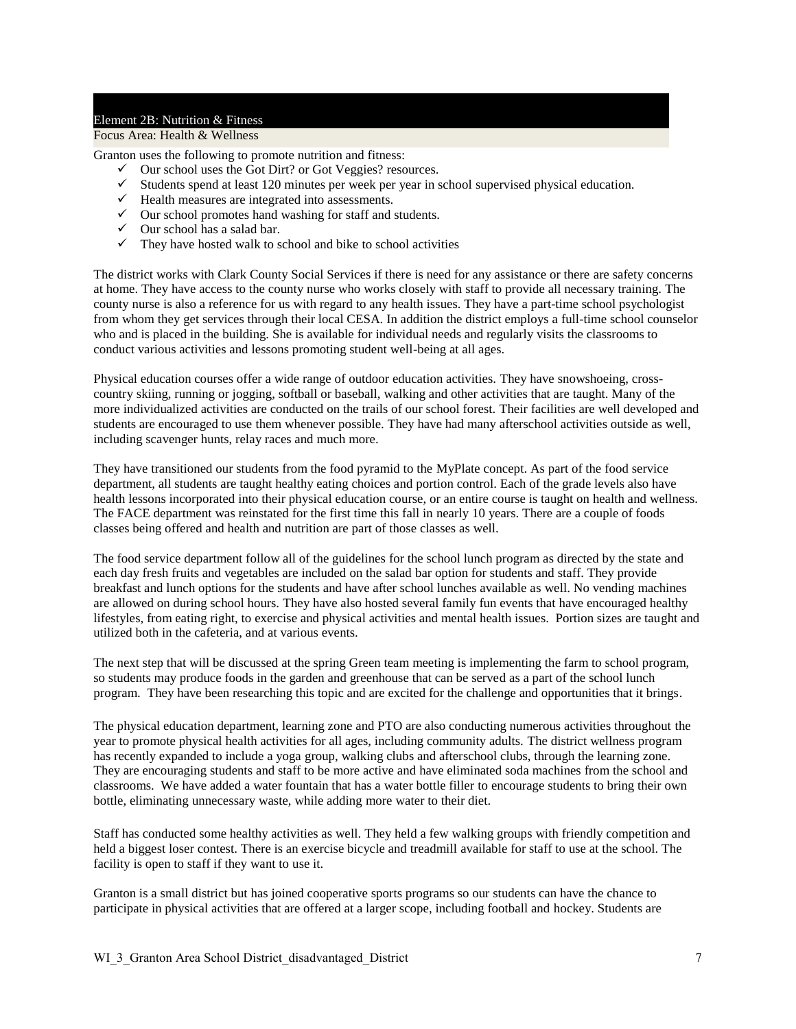## Element 2B: Nutrition & Fitness

Focus Area: Health & Wellness

Granton uses the following to promote nutrition and fitness:

- ✓ Our school uses the Got Dirt? or Got Veggies? resources.
- ✓ Students spend at least 120 minutes per week per year in school supervised physical education.
- ✓ Health measures are integrated into assessments.
- ✓ Our school promotes hand washing for staff and students.
- ✓ Our school has a salad bar.
- ✓ They have hosted walk to school and bike to school activities

The district works with Clark County Social Services if there is need for any assistance or there are safety concerns at home. They have access to the county nurse who works closely with staff to provide all necessary training. The county nurse is also a reference for us with regard to any health issues. They have a part-time school psychologist from whom they get services through their local CESA. In addition the district employs a full-time school counselor who and is placed in the building. She is available for individual needs and regularly visits the classrooms to conduct various activities and lessons promoting student well-being at all ages.

Physical education courses offer a wide range of outdoor education activities. They have snowshoeing, cross-country skiing, running or jogging, softball or baseball, walking and other activities that are taught. Many of the more individualized activities are conducted on the trails of our school forest. Their facilities are well developed and students are encouraged to use them whenever possible. They have had many afterschool activities outside as well, including scavenger hunts, relay races and much more.

They have transitioned our students from the food pyramid to the MyPlate concept. As part of the food service department, all students are taught healthy eating choices and portion control. Each of the grade levels also have health lessons incorporated into their physical education course, or an entire course is taught on health and wellness. The FACE department was reinstated for the first time this fall in nearly 10 years. There are a couple of foods classes being offered and health and nutrition are part of those classes as well.

The food service department follow all of the guidelines for the school lunch program as directed by the state and each day fresh fruits and vegetables are included on the salad bar option for students and staff. They provide breakfast and lunch options for the students and have after school lunches available as well. No vending machines are allowed on during school hours. They have also hosted several family fun events that have encouraged healthy lifestyles, from eating right, to exercise and physical activities and mental health issues. Portion sizes are taught and utilized both in the cafeteria, and at various events.

The next step that will be discussed at the spring Green team meeting is implementing the farm to school program, so students may produce foods in the garden and greenhouse that can be served as a part of the school lunch program. They have been researching this topic and are excited for the challenge and opportunities that it brings.

The physical education department, learning zone and PTO are also conducting numerous activities throughout the year to promote physical health activities for all ages, including community adults. The district wellness program has recently expanded to include a yoga group, walking clubs and afterschool clubs, through the learning zone. They are encouraging students and staff to be more active and have eliminated soda machines from the school and classrooms. We have added a water fountain that has a water bottle filler to encourage students to bring their own bottle, eliminating unnecessary waste, while adding more water to their diet.

Staff has conducted some healthy activities as well. They held a few walking groups with friendly competition and held a biggest loser contest. There is an exercise bicycle and treadmill available for staff to use at the school. The facility is open to staff if they want to use it.

Granton is a small district but has joined cooperative sports programs so our students can have the chance to participate in physical activities that are offered at a larger scope, including football and hockey. Students are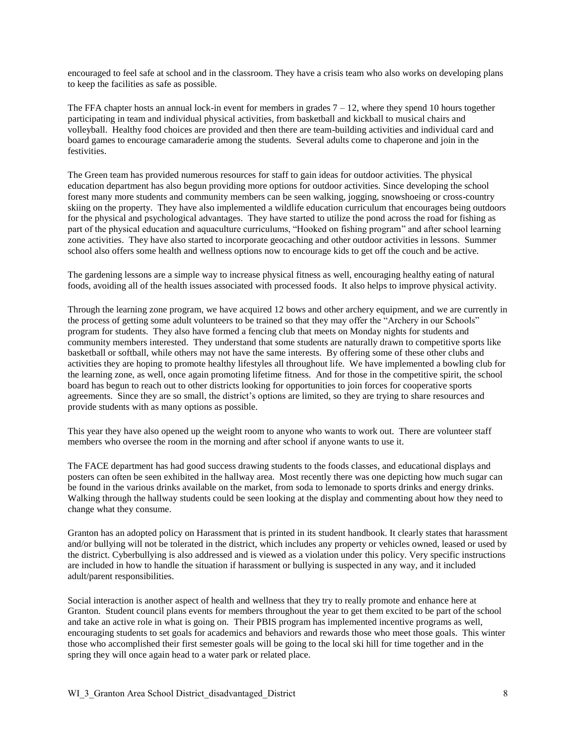encouraged to feel safe at school and in the classroom. They have a crisis team who also works on developing plans to keep the facilities as safe as possible.

The FFA chapter hosts an annual lock-in event for members in grades 7 – 12, where they spend 10 hours together participating in team and individual physical activities, from basketball and kickball to musical chairs and volleyball. Healthy food choices are provided and then there are team-building activities and individual card and board games to encourage camaraderie among the students. Several adults come to chaperone and join in the festivities.

The Green team has provided numerous resources for staff to gain ideas for outdoor activities. The physical education department has also begun providing more options for outdoor activities. Since developing the school forest many more students and community members can be seen walking, jogging, snowshoeing or cross-country skiing on the property. They have also implemented a wildlife education curriculum that encourages being outdoors for the physical and psychological advantages. They have started to utilize the pond across the road for fishing as part of the physical education and aquaculture curriculums, "Hooked on fishing program" and after school learning zone activities. They have also started to incorporate geocaching and other outdoor activities in lessons. Summer school also offers some health and wellness options now to encourage kids to get off the couch and be active.

The gardening lessons are a simple way to increase physical fitness as well, encouraging healthy eating of natural foods, avoiding all of the health issues associated with processed foods. It also helps to improve physical activity.

Through the learning zone program, we have acquired 12 bows and other archery equipment, and we are currently in the process of getting some adult volunteers to be trained so that they may offer the "Archery in our Schools" program for students. They also have formed a fencing club that meets on Monday nights for students and community members interested. They understand that some students are naturally drawn to competitive sports like basketball or softball, while others may not have the same interests. By offering some of these other clubs and activities they are hoping to promote healthy lifestyles all throughout life. We have implemented a bowling club for the learning zone, as well, once again promoting lifetime fitness. And for those in the competitive spirit, the school board has begun to reach out to other districts looking for opportunities to join forces for cooperative sports agreements. Since they are so small, the district's options are limited, so they are trying to share resources and provide students with as many options as possible.

This year they have also opened up the weight room to anyone who wants to work out. There are volunteer staff members who oversee the room in the morning and after school if anyone wants to use it.

The FACE department has had good success drawing students to the foods classes, and educational displays and posters can often be seen exhibited in the hallway area. Most recently there was one depicting how much sugar can be found in the various drinks available on the market, from soda to lemonade to sports drinks and energy drinks. Walking through the hallway students could be seen looking at the display and commenting about how they need to change what they consume.

Granton has an adopted policy on Harassment that is printed in its student handbook. It clearly states that harassment and/or bullying will not be tolerated in the district, which includes any property or vehicles owned, leased or used by the district. Cyberbullying is also addressed and is viewed as a violation under this policy. Very specific instructions are included in how to handle the situation if harassment or bullying is suspected in any way, and it included adult/parent responsibilities.

Social interaction is another aspect of health and wellness that they try to really promote and enhance here at Granton. Student council plans events for members throughout the year to get them excited to be part of the school and take an active role in what is going on. Their PBIS program has implemented incentive programs as well, encouraging students to set goals for academics and behaviors and rewards those who meet those goals. This winter those who accomplished their first semester goals will be going to the local ski hill for time together and in the spring they will once again head to a water park or related place.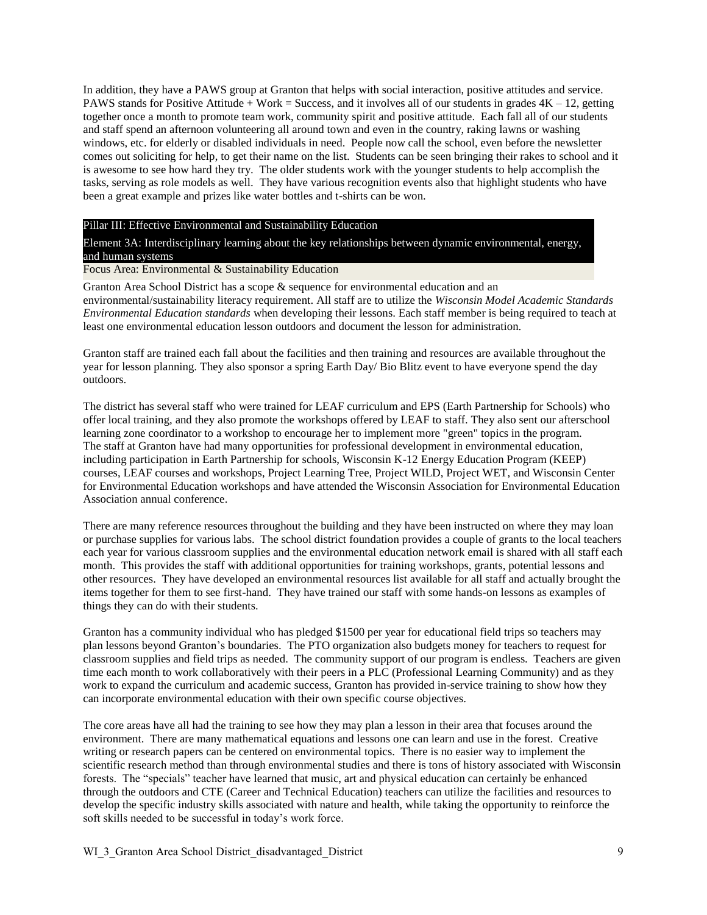In addition, they have a PAWS group at Granton that helps with social interaction, positive attitudes and service. PAWS stands for Positive Attitude + Work = Success, and it involves all of our students in grades 4K – 12, getting together once a month to promote team work, community spirit and positive attitude. Each fall all of our students and staff spend an afternoon volunteering all around town and even in the country, raking lawns or washing windows, etc. for elderly or disabled individuals in need. People now call the school, even before the newsletter comes out soliciting for help, to get their name on the list. Students can be seen bringing their rakes to school and it is awesome to see how hard they try. The older students work with the younger students to help accomplish the tasks, serving as role models as well. They have various recognition events also that highlight students who have been a great example and prizes like water bottles and t-shirts can be won.

## Pillar III: Effective Environmental and Sustainability Education

### Element 3A: Interdisciplinary learning about the key relationships between dynamic environmental, energy, and human systems

#### Focus Area: Environmental & Sustainability Education

Granton Area School District has a scope & sequence for environmental education and an environmental/sustainability literacy requirement. All staff are to utilize the *Wisconsin Model Academic Standards Environmental Education standards* when developing their lessons. Each staff member is being required to teach at least one environmental education lesson outdoors and document the lesson for administration.

Granton staff are trained each fall about the facilities and then training and resources are available throughout the year for lesson planning. They also sponsor a spring Earth Day/ Bio Blitz event to have everyone spend the day outdoors.

The district has several staff who were trained for LEAF curriculum and EPS (Earth Partnership for Schools) who offer local training, and they also promote the workshops offered by LEAF to staff. They also sent our afterschool learning zone coordinator to a workshop to encourage her to implement more "green" topics in the program. The staff at Granton have had many opportunities for professional development in environmental education, including participation in Earth Partnership for schools, Wisconsin K-12 Energy Education Program (KEEP) courses, LEAF courses and workshops, Project Learning Tree, Project WILD, Project WET, and Wisconsin Center for Environmental Education workshops and have attended the Wisconsin Association for Environmental Education Association annual conference.

There are many reference resources throughout the building and they have been instructed on where they may loan or purchase supplies for various labs. The school district foundation provides a couple of grants to the local teachers each year for various classroom supplies and the environmental education network email is shared with all staff each month. This provides the staff with additional opportunities for training workshops, grants, potential lessons and other resources. They have developed an environmental resources list available for all staff and actually brought the items together for them to see first-hand. They have trained our staff with some hands-on lessons as examples of things they can do with their students.

Granton has a community individual who has pledged $1500 per year for educational field trips so teachers may plan lessons beyond Granton's boundaries. The PTO organization also budgets money for teachers to request for classroom supplies and field trips as needed. The community support of our program is endless. Teachers are given time each month to work collaboratively with their peers in a PLC (Professional Learning Community) and as they work to expand the curriculum and academic success, Granton has provided in-service training to show how they can incorporate environmental education with their own specific course objectives.

The core areas have all had the training to see how they may plan a lesson in their area that focuses around the environment. There are many mathematical equations and lessons one can learn and use in the forest. Creative writing or research papers can be centered on environmental topics. There is no easier way to implement the scientific research method than through environmental studies and there is tons of history associated with Wisconsin forests. The "specials" teacher have learned that music, art and physical education can certainly be enhanced through the outdoors and CTE (Career and Technical Education) teachers can utilize the facilities and resources to develop the specific industry skills associated with nature and health, while taking the opportunity to reinforce the soft skills needed to be successful in today's work force.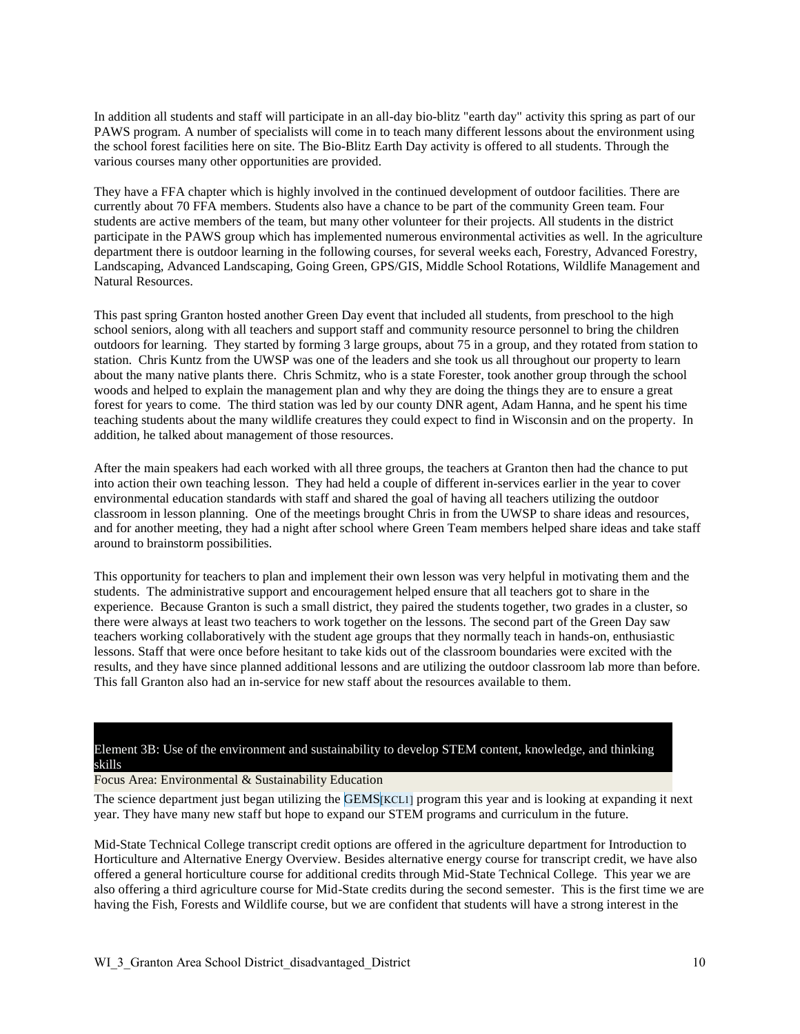In addition all students and staff will participate in an all-day bio-blitz "earth day" activity this spring as part of our PAWS program. A number of specialists will come in to teach many different lessons about the environment using the school forest facilities here on site. The Bio-Blitz Earth Day activity is offered to all students. Through the various courses many other opportunities are provided.

They have a FFA chapter which is highly involved in the continued development of outdoor facilities. There are currently about 70 FFA members. Students also have a chance to be part of the community Green team. Four students are active members of the team, but many other volunteer for their projects. All students in the district participate in the PAWS group which has implemented numerous environmental activities as well. In the agriculture department there is outdoor learning in the following courses, for several weeks each, Forestry, Advanced Forestry, Landscaping, Advanced Landscaping, Going Green, GPS/GIS, Middle School Rotations, Wildlife Management and Natural Resources.

This past spring Granton hosted another Green Day event that included all students, from preschool to the high school seniors, along with all teachers and support staff and community resource personnel to bring the children outdoors for learning. They started by forming 3 large groups, about 75 in a group, and they rotated from station to station. Chris Kuntz from the UWSP was one of the leaders and she took us all throughout our property to learn about the many native plants there. Chris Schmitz, who is a state Forester, took another group through the school woods and helped to explain the management plan and why they are doing the things they are to ensure a great forest for years to come. The third station was led by our county DNR agent, Adam Hanna, and he spent his time teaching students about the many wildlife creatures they could expect to find in Wisconsin and on the property. In addition, he talked about management of those resources.

After the main speakers had each worked with all three groups, the teachers at Granton then had the chance to put into action their own teaching lesson. They had held a couple of different in-services earlier in the year to cover environmental education standards with staff and shared the goal of having all teachers utilizing the outdoor classroom in lesson planning. One of the meetings brought Chris in from the UWSP to share ideas and resources, and for another meeting, they had a night after school where Green Team members helped share ideas and take staff around to brainstorm possibilities.

This opportunity for teachers to plan and implement their own lesson was very helpful in motivating them and the students. The administrative support and encouragement helped ensure that all teachers got to share in the experience. Because Granton is such a small district, they paired the students together, two grades in a cluster, so there were always at least two teachers to work together on the lessons. The second part of the Green Day saw teachers working collaboratively with the student age groups that they normally teach in hands-on, enthusiastic lessons. Staff that were once before hesitant to take kids out of the classroom boundaries were excited with the results, and they have since planned additional lessons and are utilizing the outdoor classroom lab more than before. This fall Granton also had an in-service for new staff about the resources available to them.

## Element 3B: Use of the environment and sustainability to develop STEM content, knowledge, and thinking skills

Focus Area: Environmental & Sustainability Education

The science department just began utilizing the GEMS[KCL1] program this year and is looking at expanding it next year. They have many new staff but hope to expand our STEM programs and curriculum in the future.

Mid-State Technical College transcript credit options are offered in the agriculture department for Introduction to Horticulture and Alternative Energy Overview. Besides alternative energy course for transcript credit, we have also offered a general horticulture course for additional credits through Mid-State Technical College. This year we are also offering a third agriculture course for Mid-State credits during the second semester. This is the first time we are having the Fish, Forests and Wildlife course, but we are confident that students will have a strong interest in the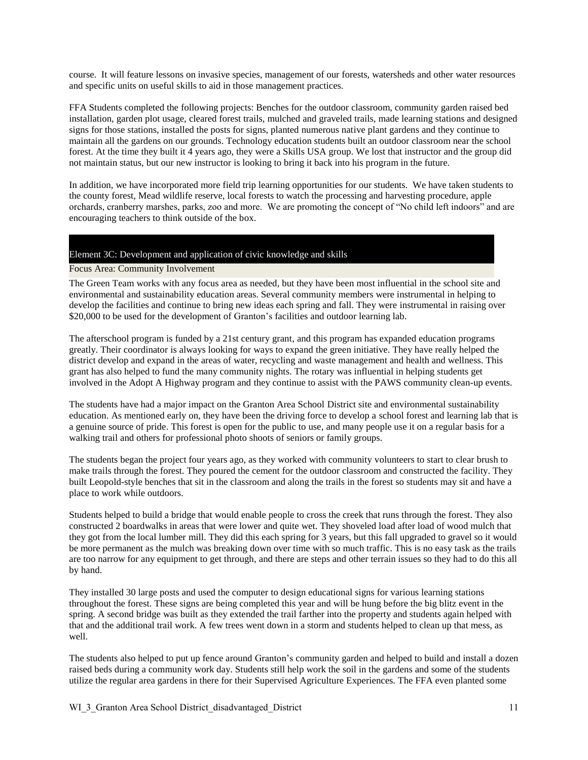course. It will feature lessons on invasive species, management of our forests, watersheds and other water resources and specific units on useful skills to aid in those management practices.

FFA Students completed the following projects: Benches for the outdoor classroom, community garden raised bed installation, garden plot usage, cleared forest trails, mulched and graveled trails, made learning stations and designed signs for those stations, installed the posts for signs, planted numerous native plant gardens and they continue to maintain all the gardens on our grounds. Technology education students built an outdoor classroom near the school forest. At the time they built it 4 years ago, they were a Skills USA group. We lost that instructor and the group did not maintain status, but our new instructor is looking to bring it back into his program in the future.

In addition, we have incorporated more field trip learning opportunities for our students. We have taken students to the county forest, Mead wildlife reserve, local forests to watch the processing and harvesting procedure, apple orchards, cranberry marshes, parks, zoo and more. We are promoting the concept of "No child left indoors" and are encouraging teachers to think outside of the box.

## Element 3C: Development and application of civic knowledge and skills

### Focus Area: Community Involvement

The Green Team works with any focus area as needed, but they have been most influential in the school site and environmental and sustainability education areas. Several community members were instrumental in helping to develop the facilities and continue to bring new ideas each spring and fall. They were instrumental in raising over $20,000 to be used for the development of Granton's facilities and outdoor learning lab.

The afterschool program is funded by a 21st century grant, and this program has expanded education programs greatly. Their coordinator is always looking for ways to expand the green initiative. They have really helped the district develop and expand in the areas of water, recycling and waste management and health and wellness. This grant has also helped to fund the many community nights. The rotary was influential in helping students get involved in the Adopt A Highway program and they continue to assist with the PAWS community clean-up events.

The students have had a major impact on the Granton Area School District site and environmental sustainability education. As mentioned early on, they have been the driving force to develop a school forest and learning lab that is a genuine source of pride. This forest is open for the public to use, and many people use it on a regular basis for a walking trail and others for professional photo shoots of seniors or family groups.

The students began the project four years ago, as they worked with community volunteers to start to clear brush to make trails through the forest. They poured the cement for the outdoor classroom and constructed the facility. They built Leopold-style benches that sit in the classroom and along the trails in the forest so students may sit and have a place to work while outdoors.

Students helped to build a bridge that would enable people to cross the creek that runs through the forest. They also constructed 2 boardwalks in areas that were lower and quite wet. They shoveled load after load of wood mulch that they got from the local lumber mill. They did this each spring for 3 years, but this fall upgraded to gravel so it would be more permanent as the mulch was breaking down over time with so much traffic. This is no easy task as the trails are too narrow for any equipment to get through, and there are steps and other terrain issues so they had to do this all by hand.

They installed 30 large posts and used the computer to design educational signs for various learning stations throughout the forest. These signs are being completed this year and will be hung before the big blitz event in the spring. A second bridge was built as they extended the trail farther into the property and students again helped with that and the additional trail work. A few trees went down in a storm and students helped to clean up that mess, as well.

The students also helped to put up fence around Granton's community garden and helped to build and install a dozen raised beds during a community work day. Students still help work the soil in the gardens and some of the students utilize the regular area gardens in there for their Supervised Agriculture Experiences. The FFA even planted some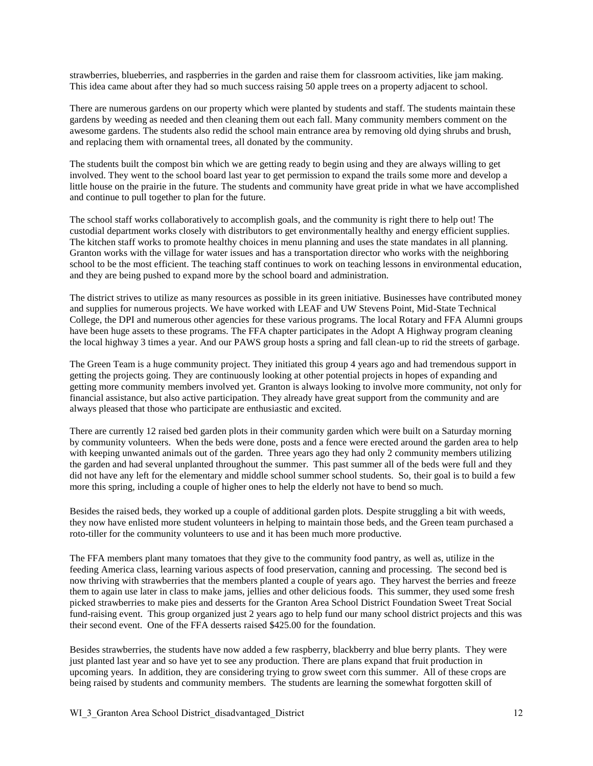strawberries, blueberries, and raspberries in the garden and raise them for classroom activities, like jam making. This idea came about after they had so much success raising 50 apple trees on a property adjacent to school.

There are numerous gardens on our property which were planted by students and staff. The students maintain these gardens by weeding as needed and then cleaning them out each fall. Many community members comment on the awesome gardens. The students also redid the school main entrance area by removing old dying shrubs and brush, and replacing them with ornamental trees, all donated by the community.

The students built the compost bin which we are getting ready to begin using and they are always willing to get involved. They went to the school board last year to get permission to expand the trails some more and develop a little house on the prairie in the future. The students and community have great pride in what we have accomplished and continue to pull together to plan for the future.

The school staff works collaboratively to accomplish goals, and the community is right there to help out! The custodial department works closely with distributors to get environmentally healthy and energy efficient supplies. The kitchen staff works to promote healthy choices in menu planning and uses the state mandates in all planning. Granton works with the village for water issues and has a transportation director who works with the neighboring school to be the most efficient. The teaching staff continues to work on teaching lessons in environmental education, and they are being pushed to expand more by the school board and administration.

The district strives to utilize as many resources as possible in its green initiative. Businesses have contributed money and supplies for numerous projects. We have worked with LEAF and UW Stevens Point, Mid-State Technical College, the DPI and numerous other agencies for these various programs. The local Rotary and FFA Alumni groups have been huge assets to these programs. The FFA chapter participates in the Adopt A Highway program cleaning the local highway 3 times a year. And our PAWS group hosts a spring and fall clean-up to rid the streets of garbage.

The Green Team is a huge community project. They initiated this group 4 years ago and had tremendous support in getting the projects going. They are continuously looking at other potential projects in hopes of expanding and getting more community members involved yet. Granton is always looking to involve more community, not only for financial assistance, but also active participation. They already have great support from the community and are always pleased that those who participate are enthusiastic and excited.

There are currently 12 raised bed garden plots in their community garden which were built on a Saturday morning by community volunteers. When the beds were done, posts and a fence were erected around the garden area to help with keeping unwanted animals out of the garden. Three years ago they had only 2 community members utilizing the garden and had several unplanted throughout the summer. This past summer all of the beds were full and they did not have any left for the elementary and middle school summer school students. So, their goal is to build a few more this spring, including a couple of higher ones to help the elderly not have to bend so much.

Besides the raised beds, they worked up a couple of additional garden plots. Despite struggling a bit with weeds, they now have enlisted more student volunteers in helping to maintain those beds, and the Green team purchased a roto-tiller for the community volunteers to use and it has been much more productive.

The FFA members plant many tomatoes that they give to the community food pantry, as well as, utilize in the feeding America class, learning various aspects of food preservation, canning and processing. The second bed is now thriving with strawberries that the members planted a couple of years ago. They harvest the berries and freeze them to again use later in class to make jams, jellies and other delicious foods. This summer, they used some fresh picked strawberries to make pies and desserts for the Granton Area School District Foundation Sweet Treat Social fund-raising event. This group organized just 2 years ago to help fund our many school district projects and this was their second event. One of the FFA desserts raised $425.00 for the foundation.

Besides strawberries, the students have now added a few raspberry, blackberry and blue berry plants. They were just planted last year and so have yet to see any production. There are plans expand that fruit production in upcoming years. In addition, they are considering trying to grow sweet corn this summer. All of these crops are being raised by students and community members. The students are learning the somewhat forgotten skill of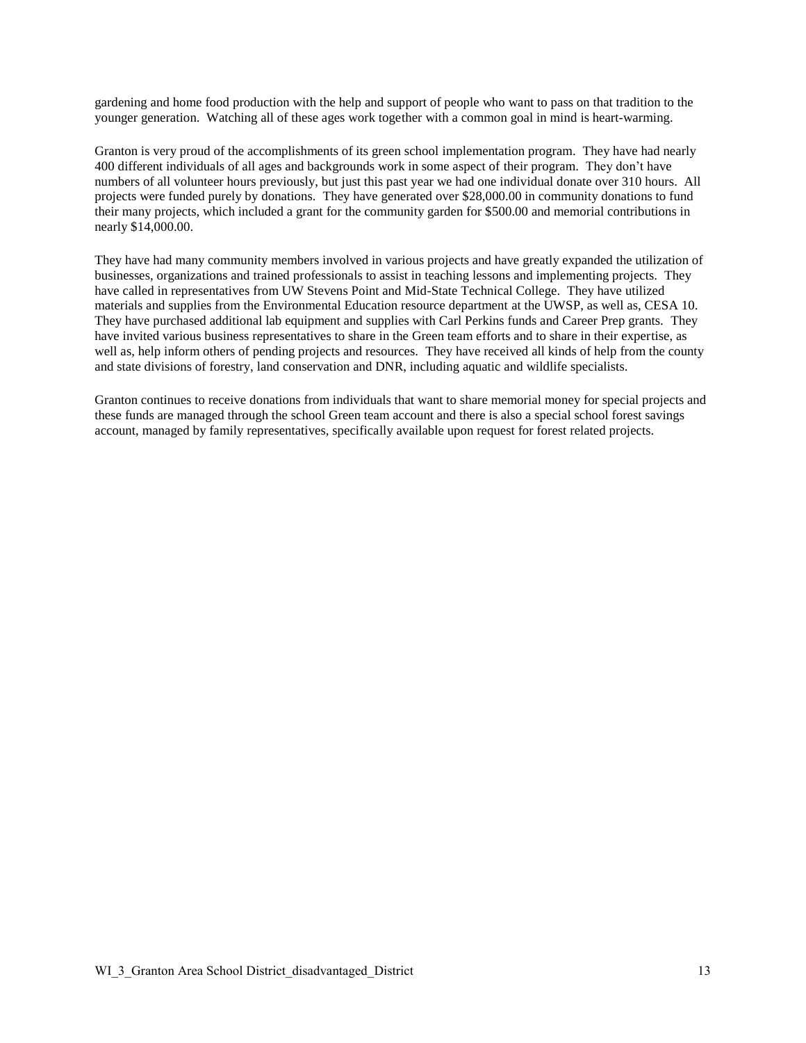gardening and home food production with the help and support of people who want to pass on that tradition to the younger generation. Watching all of these ages work together with a common goal in mind is heart-warming.

Granton is very proud of the accomplishments of its green school implementation program. They have had nearly 400 different individuals of all ages and backgrounds work in some aspect of their program. They don't have numbers of all volunteer hours previously, but just this past year we had one individual donate over 310 hours. All projects were funded purely by donations. They have generated over $28,000.00 in community donations to fund their many projects, which included a grant for the community garden for $500.00 and memorial contributions in nearly $14,000.00.

They have had many community members involved in various projects and have greatly expanded the utilization of businesses, organizations and trained professionals to assist in teaching lessons and implementing projects. They have called in representatives from UW Stevens Point and Mid-State Technical College. They have utilized materials and supplies from the Environmental Education resource department at the UWSP, as well as, CESA 10. They have purchased additional lab equipment and supplies with Carl Perkins funds and Career Prep grants. They have invited various business representatives to share in the Green team efforts and to share in their expertise, as well as, help inform others of pending projects and resources. They have received all kinds of help from the county and state divisions of forestry, land conservation and DNR, including aquatic and wildlife specialists.

Granton continues to receive donations from individuals that want to share memorial money for special projects and these funds are managed through the school Green team account and there is also a special school forest savings account, managed by family representatives, specifically available upon request for forest related projects.